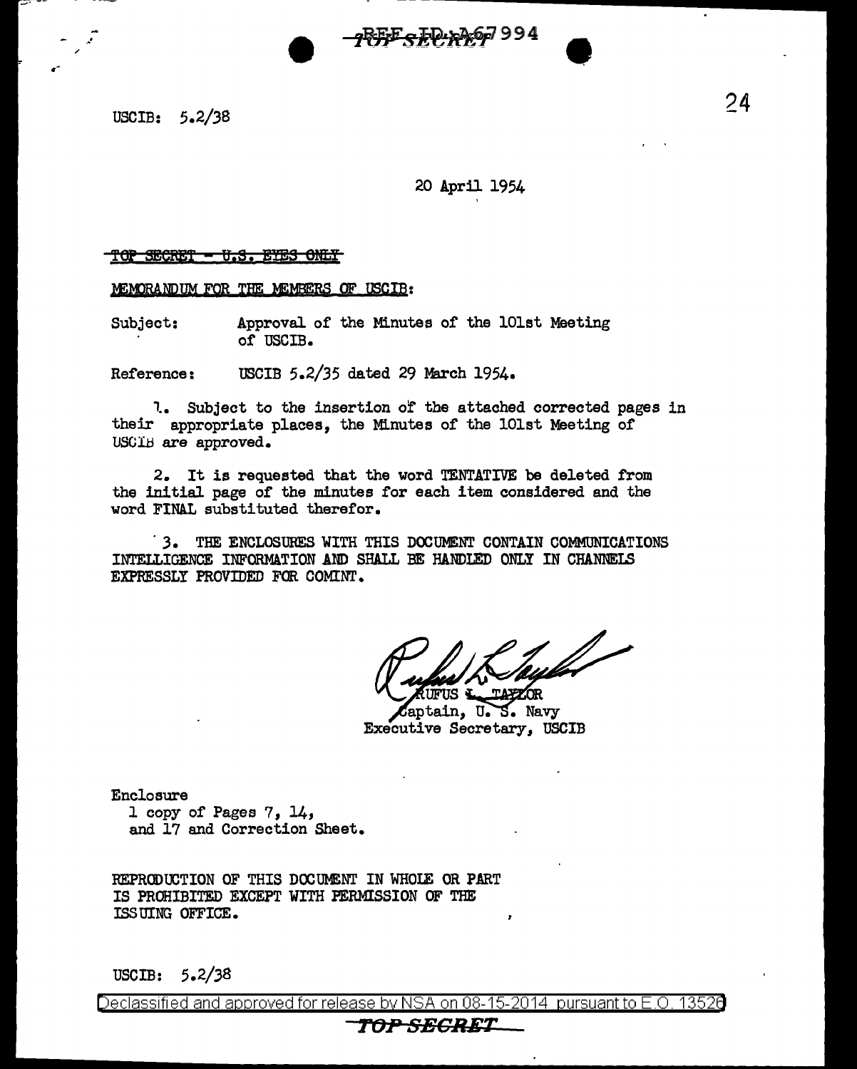USCIB: 5.2/38

20 April 1954

~~TOP SECRET - U.S. EYES ONLY~~

MEMORANDUM FOR THE MEMBERS OF USCIB:

Subject: Approval of the Minutes of the 101st Meeting of USCIB.

Reference: USCIB 5.2/35 dated 29 March 1954.

1. Subject to the insertion of the attached corrected pages in their appropriate places, the Minutes of the 101st Meeting of USCIB are approved.

2. It is requested that the word TENTATIVE be deleted from the initial page of the minutes for each item considered and the word FINAL substituted therefor.

3. THE ENCLOSURES WITH THIS DOCUMENT CONTAIN COMMUNICATIONS INTELLIGENCE INFORMATION AND SHALL BE HANDLED ONLY IN CHANNELS EXPRESSLY PROVIDED FOR COMINT.

RUFUS L. TAYLOR
Captain, U. S. Navy
Executive Secretary, USCIB

Enclosure
1 copy of Pages 7, 14, and 17 and Correction Sheet.

REPRODUCTION OF THIS DOCUMENT IN WHOLE OR PART IS PROHIBITED EXCEPT WITH PERMISSION OF THE ISSUING OFFICE.

USCIB: 5.2/38

Declassified and approved for release by NSA on 08-15-2014 pursuant to E.O. 13526

TOP SECRET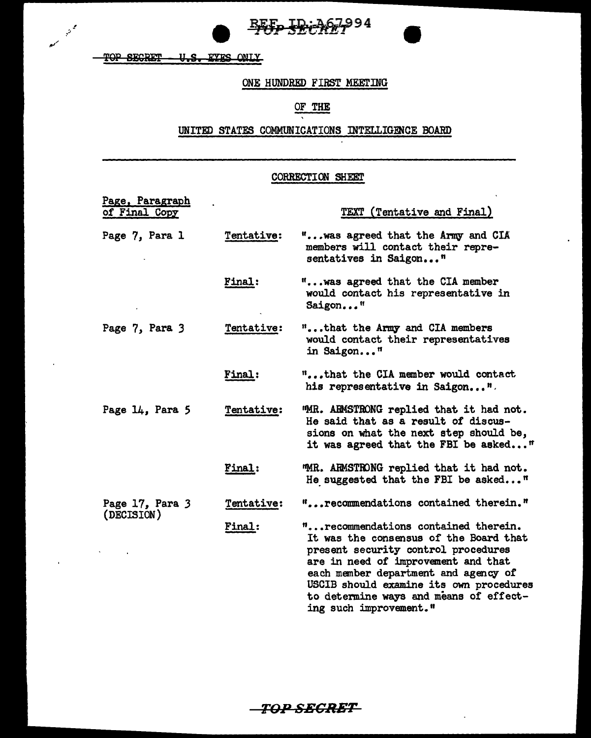REF ID:A67994

TOP SECRET

TOP SECRET - U.S. EYES ONLY

ONE HUNDRED FIRST MEETING

OF THE

UNITED STATES COMMUNICATIONS INTELLIGENCE BOARD

CORRECTION SHEET

| Page, Paragraph of Final Copy | | TEXT (Tentative and Final) |
|---|---|---|
| Page 7, Para 1 | Tentative: | "...was agreed that the Army and CIA members will contact their representatives in Saigon..." |
| | Final: | "...was agreed that the CIA member would contact his representative in Saigon..." |
| Page 7, Para 3 | Tentative: | "...that the Army and CIA members would contact their representatives in Saigon..." |
| | Final: | "...that the CIA member would contact his representative in Saigon...". |
| Page 14, Para 5 | Tentative: | "MR. ARMSTRONG replied that it had not. He said that as a result of discussions on what the next step should be, it was agreed that the FBI be asked..." |
| | Final: | "MR. ARMSTRONG replied that it had not. He suggested that the FBI be asked..." |
| Page 17, Para 3 (DECISION) | Tentative: | "...recommendations contained therein." |
| | Final: | "...recommendations contained therein. It was the consensus of the Board that present security control procedures are in need of improvement and that each member department and agency of USCIB should examine its own procedures to determine ways and means of effecting such improvement." |

TOP SECRET